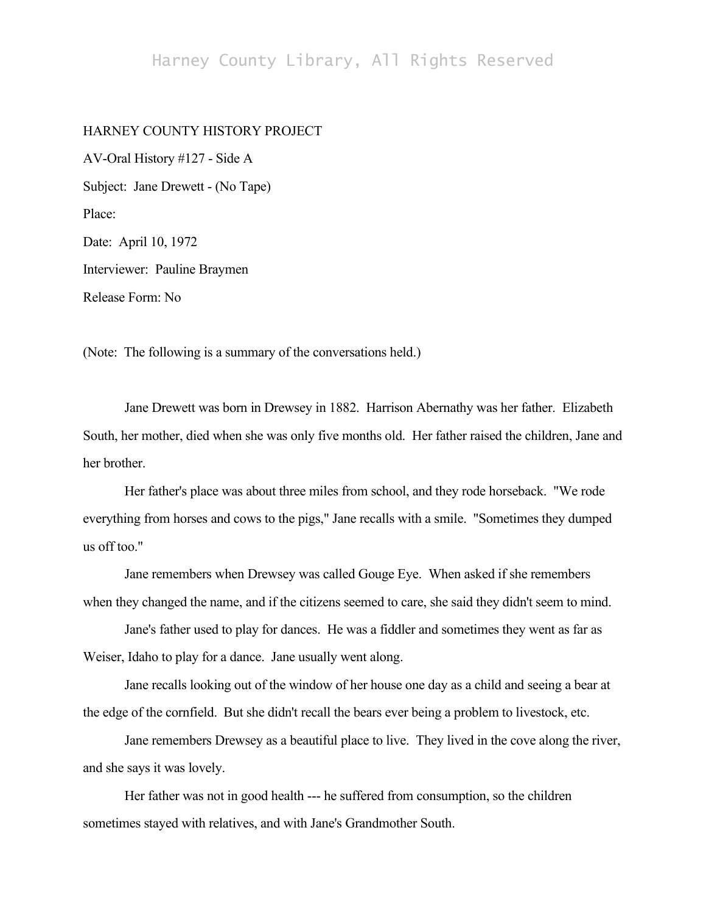HARNEY COUNTY HISTORY PROJECT

AV-Oral History #127 - Side A

Subject: Jane Drewett - (No Tape)

Place:

Date: April 10, 1972

Interviewer: Pauline Braymen

Release Form: No

(Note: The following is a summary of the conversations held.)

Jane Drewett was born in Drewsey in 1882. Harrison Abernathy was her father. Elizabeth South, her mother, died when she was only five months old. Her father raised the children, Jane and her brother.

Her father's place was about three miles from school, and they rode horseback. "We rode everything from horses and cows to the pigs," Jane recalls with a smile. "Sometimes they dumped us off too."

Jane remembers when Drewsey was called Gouge Eye. When asked if she remembers when they changed the name, and if the citizens seemed to care, she said they didn't seem to mind.

Jane's father used to play for dances. He was a fiddler and sometimes they went as far as Weiser, Idaho to play for a dance. Jane usually went along.

Jane recalls looking out of the window of her house one day as a child and seeing a bear at the edge of the cornfield. But she didn't recall the bears ever being a problem to livestock, etc.

Jane remembers Drewsey as a beautiful place to live. They lived in the cove along the river, and she says it was lovely.

Her father was not in good health --- he suffered from consumption, so the children sometimes stayed with relatives, and with Jane's Grandmother South.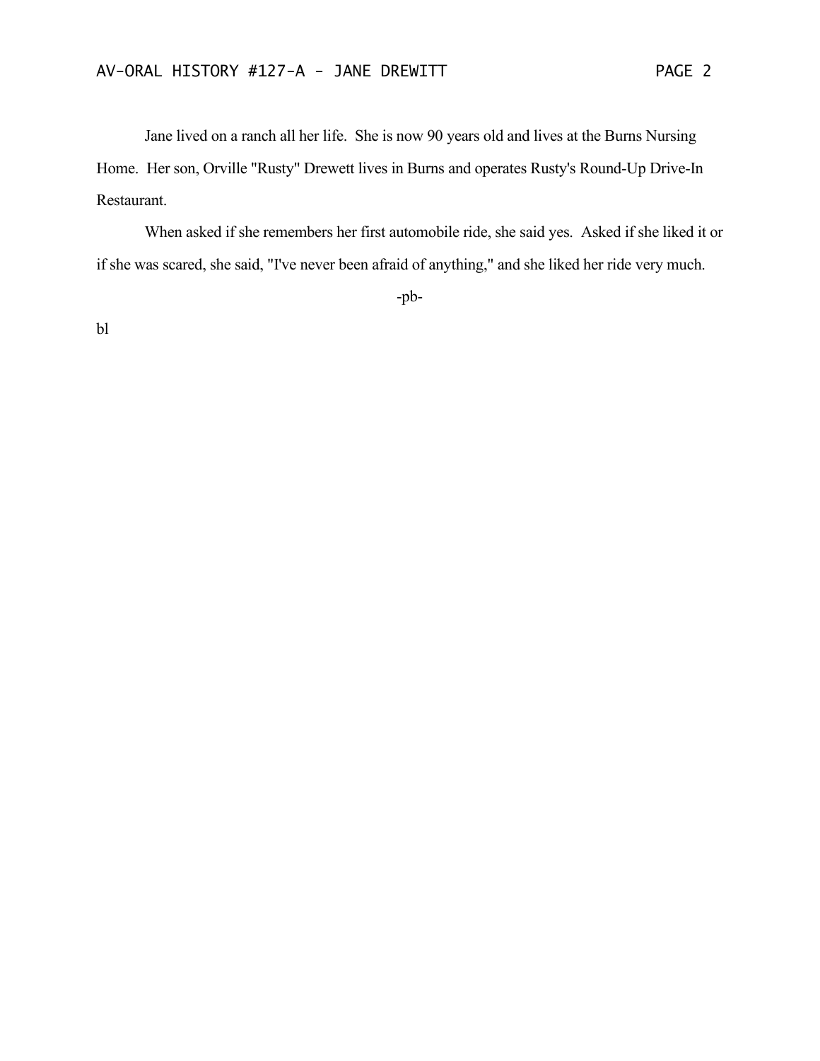Jane lived on a ranch all her life. She is now 90 years old and lives at the Burns Nursing Home. Her son, Orville "Rusty" Drewett lives in Burns and operates Rusty's Round-Up Drive-In Restaurant.

When asked if she remembers her first automobile ride, she said yes. Asked if she liked it or if she was scared, she said, "I've never been afraid of anything," and she liked her ride very much.

-pb-

bl